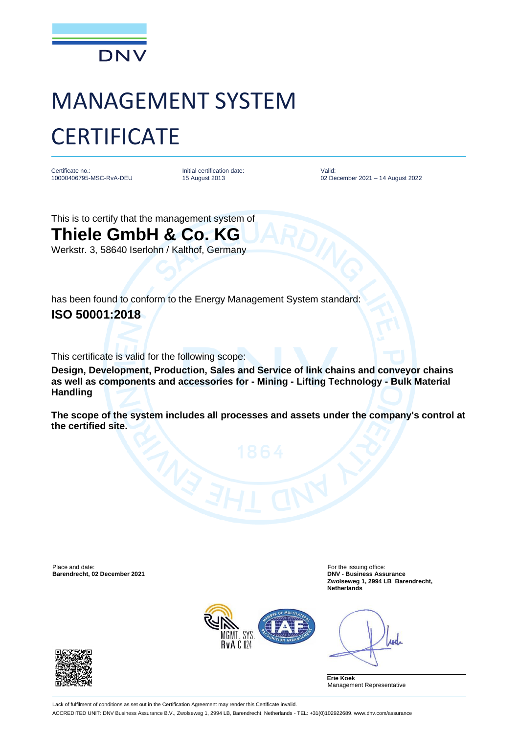DNV

# MANAGEMENT SYSTEM CERTIFICATE

| Certificate no.: | Initial certification date: | Valid: |
| --- | --- | --- |
| 10000406795-MSC-RvA-DEU | 15 August 2013 | 02 December 2021 – 14 August 2022 |

This is to certify that the management system of

## Thiele GmbH & Co. KG

Werkstr. 3, 58640 Iserlohn / Kalthof, Germany

has been found to conform to the Energy Management System standard:

**ISO 50001:2018**

This certificate is valid for the following scope:

**Design, Development, Production, Sales and Service of link chains and conveyor chains as well as components and accessories for - Mining - Lifting Technology - Bulk Material Handling**

**The scope of the system includes all processes and assets under the company's control at the certified site.**

Place and date:
**Barendrecht, 02 December 2021**

For the issuing office:
**DNV - Business Assurance**
**Zwolseweg 1, 2994 LB Barendrecht, Netherlands**

MGMT. SYS.
RvA C 024

**Erie Koek**
Management Representative

Lack of fulfilment of conditions as set out in the Certification Agreement may render this Certificate invalid.

ACCREDITED UNIT: DNV Business Assurance B.V., Zwolseweg 1, 2994 LB, Barendrecht, Netherlands - TEL: +31(0)102922689. www.dnv.com/assurance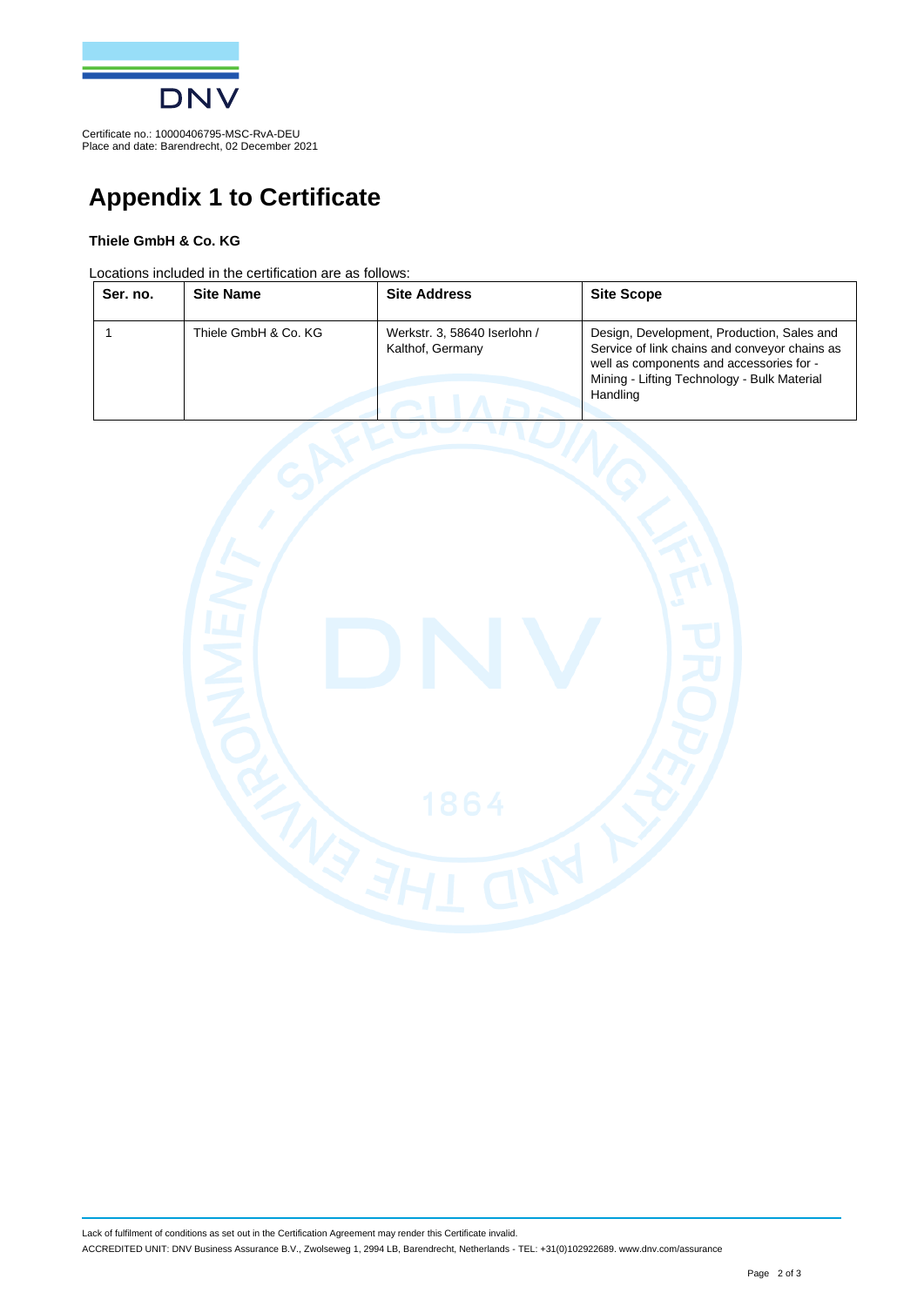Certificate no.: 10000406795-MSC-RvA-DEU
Place and date: Barendrecht, 02 December 2021

# Appendix 1 to Certificate

**Thiele GmbH & Co. KG**

Locations included in the certification are as follows:

| Ser. no. | Site Name | Site Address | Site Scope |
|---|---|---|---|
| 1 | Thiele GmbH & Co. KG | Werkstr. 3, 58640 Iserlohn / Kalthof, Germany | Design, Development, Production, Sales and Service of link chains and conveyor chains as well as components and accessories for - Mining - Lifting Technology - Bulk Material Handling |

Lack of fulfilment of conditions as set out in the Certification Agreement may render this Certificate invalid.

ACCREDITED UNIT: DNV Business Assurance B.V., Zwolseweg 1, 2994 LB, Barendrecht, Netherlands - TEL: +31(0)102922689. www.dnv.com/assurance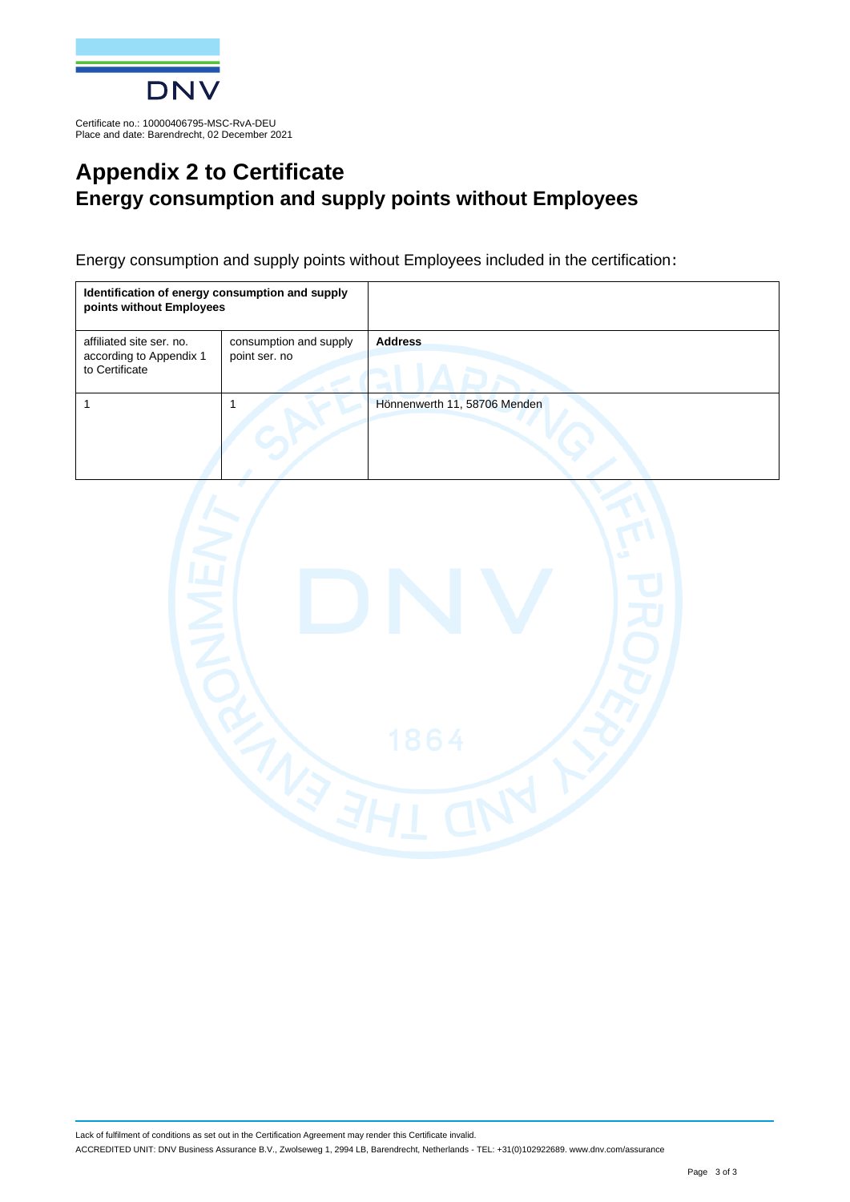Certificate no.: 10000406795-MSC-RvA-DEU
Place and date: Barendrecht, 02 December 2021

# Appendix 2 to Certificate
## Energy consumption and supply points without Employees

Energy consumption and supply points without Employees included in the certification:

| **Identification of energy consumption and supply points without Employees** | | |
| --- | --- | --- |
| affiliated site ser. no. according to Appendix 1 to Certificate | consumption and supply point ser. no | **Address** |
| 1 | 1 | Hönnenwerth 11, 58706 Menden |

Lack of fulfilment of conditions as set out in the Certification Agreement may render this Certificate invalid.

ACCREDITED UNIT: DNV Business Assurance B.V., Zwolseweg 1, 2994 LB, Barendrecht, Netherlands - TEL: +31(0)102922689. www.dnv.com/assurance